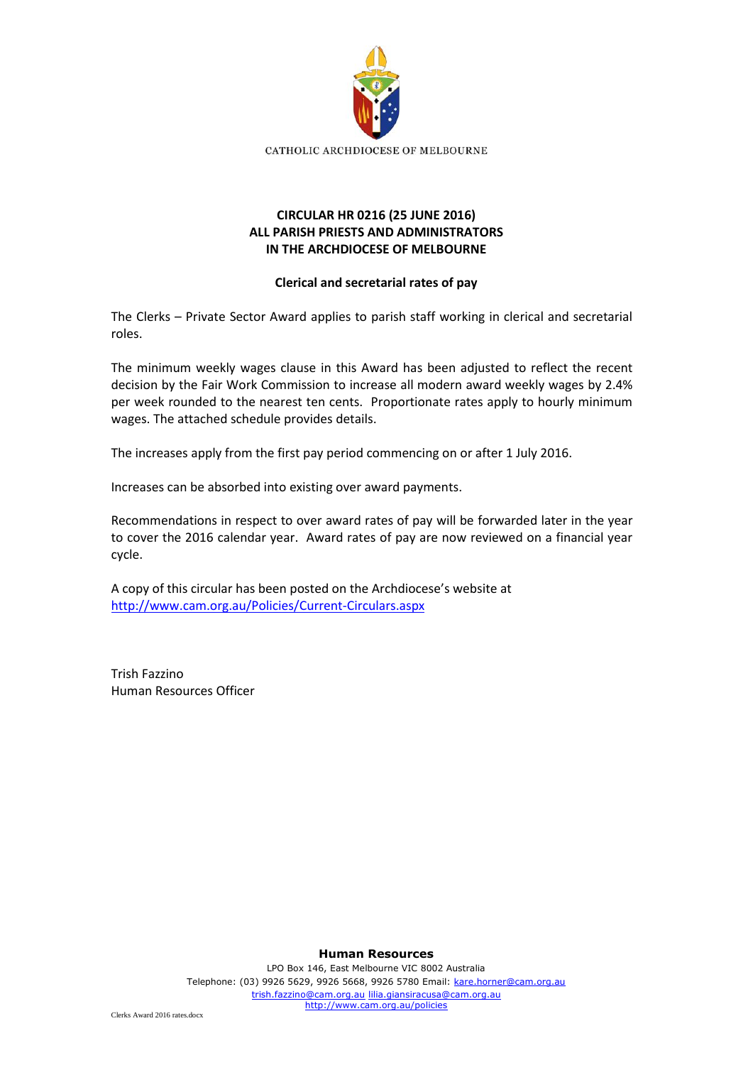CATHOLIC ARCHDIOCESE OF MELBOURNE

**CIRCULAR HR 0216 (25 JUNE 2016)**
**ALL PARISH PRIESTS AND ADMINISTRATORS**
**IN THE ARCHDIOCESE OF MELBOURNE**

**Clerical and secretarial rates of pay**

The Clerks – Private Sector Award applies to parish staff working in clerical and secretarial roles.

The minimum weekly wages clause in this Award has been adjusted to reflect the recent decision by the Fair Work Commission to increase all modern award weekly wages by 2.4% per week rounded to the nearest ten cents. Proportionate rates apply to hourly minimum wages. The attached schedule provides details.

The increases apply from the first pay period commencing on or after 1 July 2016.

Increases can be absorbed into existing over award payments.

Recommendations in respect to over award rates of pay will be forwarded later in the year to cover the 2016 calendar year. Award rates of pay are now reviewed on a financial year cycle.

A copy of this circular has been posted on the Archdiocese's website at
http://www.cam.org.au/Policies/Current-Circulars.aspx

Trish Fazzino
Human Resources Officer

**Human Resources**
LPO Box 146, East Melbourne VIC 8002 Australia
Telephone: (03) 9926 5629, 9926 5668, 9926 5780 Email: kare.horner@cam.org.au
trish.fazzino@cam.org.au lilia.giansiracusa@cam.org.au
http://www.cam.org.au/policies

Clerks Award 2016 rates.docx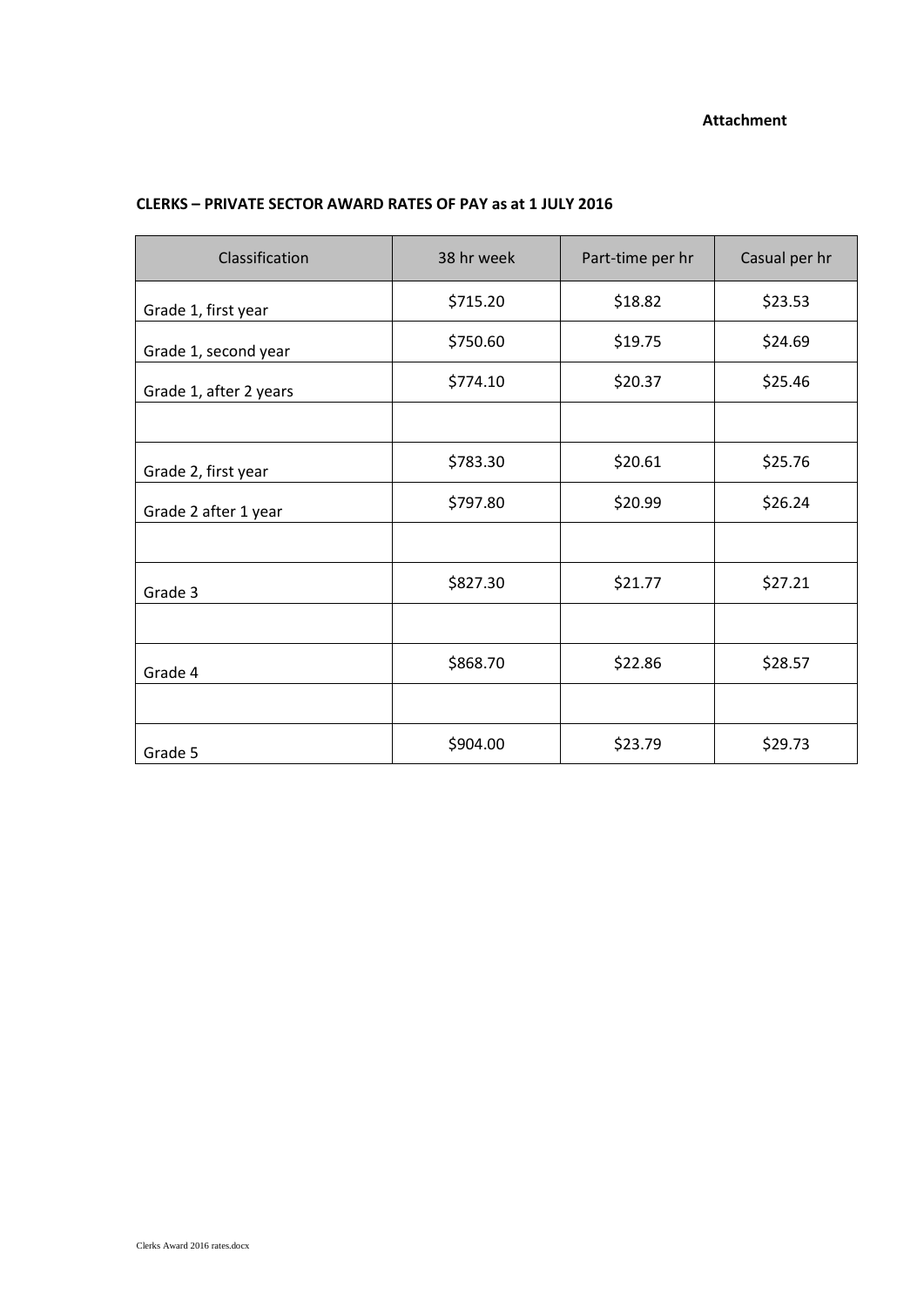**Attachment**

**CLERKS – PRIVATE SECTOR AWARD RATES OF PAY as at 1 JULY 2016**

| Classification | 38 hr week | Part-time per hr | Casual per hr |
|---|---|---|---|
| Grade 1, first year | $715.20 | $18.82 | $23.53 |
| Grade 1, second year | $750.60 | $19.75 | $24.69 |
| Grade 1, after 2 years | $774.10 | $20.37 | $25.46 |
| | | | |
| Grade 2, first year | $783.30 | $20.61 | $25.76 |
| Grade 2 after 1 year | $797.80 | $20.99 | $26.24 |
| | | | |
| Grade 3 | $827.30 | $21.77 | $27.21 |
| | | | |
| Grade 4 | $868.70 | $22.86 | $28.57 |
| | | | |
| Grade 5 | $904.00 | $23.79 | $29.73 |

Clerks Award 2016 rates.docx